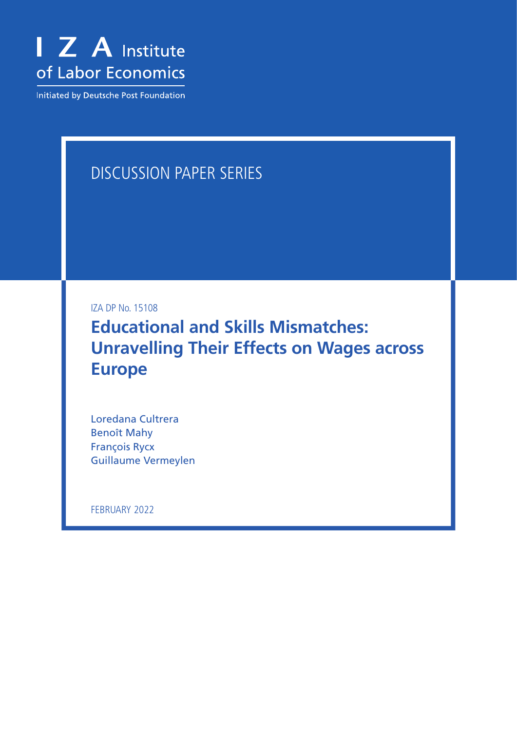I Z A Institute of Labor Economics

Initiated by Deutsche Post Foundation

DISCUSSION PAPER SERIES

IZA DP No. 15108

# Educational and Skills Mismatches: Unravelling Their Effects on Wages across Europe

Loredana Cultrera
Benoît Mahy
François Rycx
Guillaume Vermeylen

FEBRUARY 2022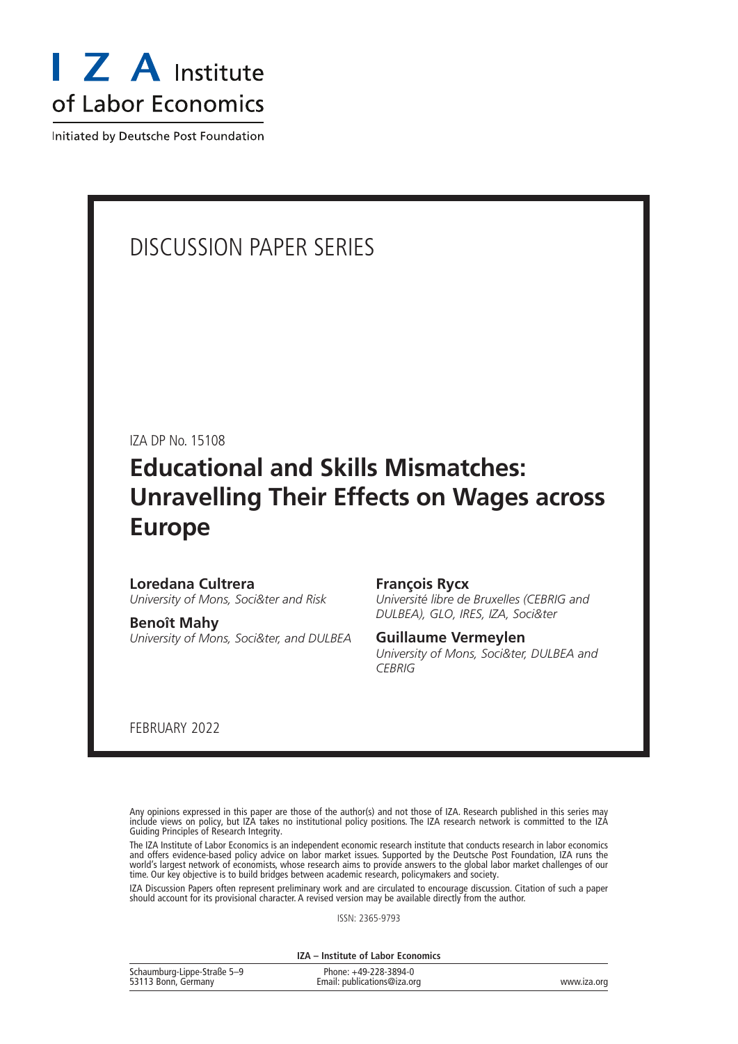I Z A Institute of Labor Economics

Initiated by Deutsche Post Foundation

DISCUSSION PAPER SERIES

IZA DP No. 15108

# Educational and Skills Mismatches: Unravelling Their Effects on Wages across Europe

**Loredana Cultrera**
*University of Mons, Soci&ter and Risk*

**Benoît Mahy**
*University of Mons, Soci&ter, and DULBEA*

**François Rycx**
*Université libre de Bruxelles (CEBRIG and DULBEA), GLO, IRES, IZA, Soci&ter*

**Guillaume Vermeylen**
*University of Mons, Soci&ter, DULBEA and CEBRIG*

FEBRUARY 2022

Any opinions expressed in this paper are those of the author(s) and not those of IZA. Research published in this series may include views on policy, but IZA takes no institutional policy positions. The IZA research network is committed to the IZA Guiding Principles of Research Integrity.

The IZA Institute of Labor Economics is an independent economic research institute that conducts research in labor economics and offers evidence-based policy advice on labor market issues. Supported by the Deutsche Post Foundation, IZA runs the world's largest network of economists, whose research aims to provide answers to the global labor market challenges of our time. Our key objective is to build bridges between academic research, policymakers and society.

IZA Discussion Papers often represent preliminary work and are circulated to encourage discussion. Citation of such a paper should account for its provisional character. A revised version may be available directly from the author.

ISSN: 2365-9793

**IZA – Institute of Labor Economics**

Schaumburg-Lippe-Straße 5–9
53113 Bonn, Germany

Phone: +49-228-3894-0
Email: publications@iza.org

www.iza.org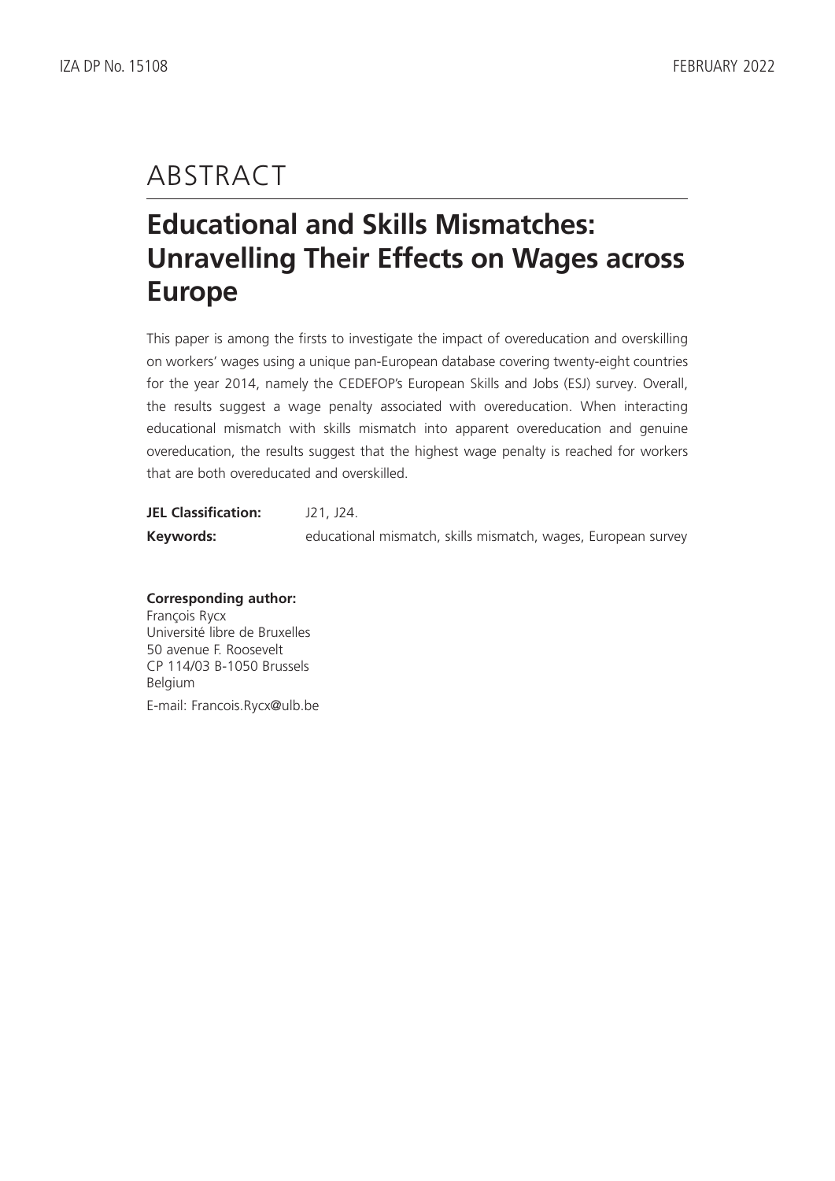# ABSTRACT

## Educational and Skills Mismatches: Unravelling Their Effects on Wages across Europe

This paper is among the firsts to investigate the impact of overeducation and overskilling on workers' wages using a unique pan-European database covering twenty-eight countries for the year 2014, namely the CEDEFOP's European Skills and Jobs (ESJ) survey. Overall, the results suggest a wage penalty associated with overeducation. When interacting educational mismatch with skills mismatch into apparent overeducation and genuine overeducation, the results suggest that the highest wage penalty is reached for workers that are both overeducated and overskilled.

**JEL Classification:** J21, J24.

**Keywords:** educational mismatch, skills mismatch, wages, European survey

**Corresponding author:**
François Rycx
Université libre de Bruxelles
50 avenue F. Roosevelt
CP 114/03 B-1050 Brussels
Belgium

E-mail: Francois.Rycx@ulb.be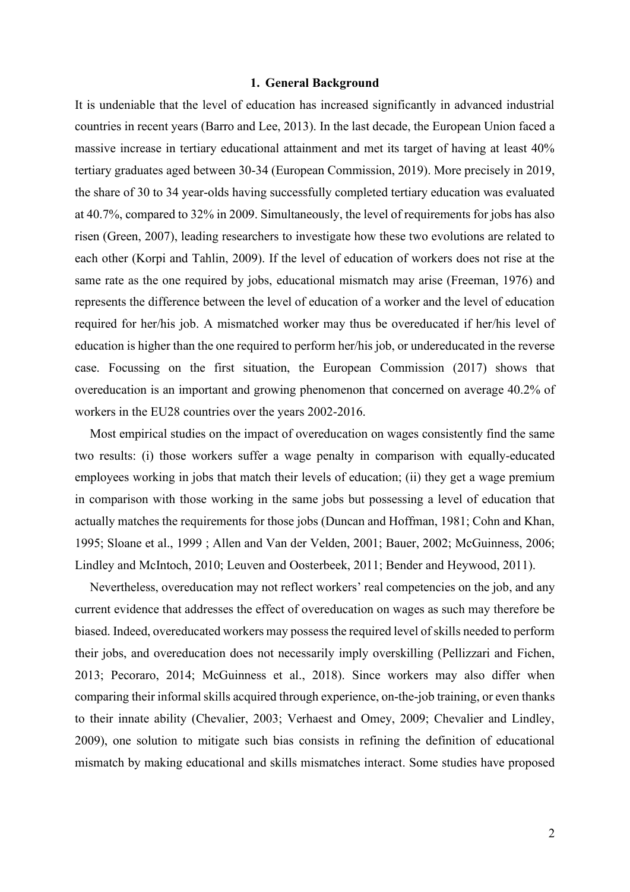## 1. General Background

It is undeniable that the level of education has increased significantly in advanced industrial countries in recent years (Barro and Lee, 2013). In the last decade, the European Union faced a massive increase in tertiary educational attainment and met its target of having at least 40% tertiary graduates aged between 30-34 (European Commission, 2019). More precisely in 2019, the share of 30 to 34 year-olds having successfully completed tertiary education was evaluated at 40.7%, compared to 32% in 2009. Simultaneously, the level of requirements for jobs has also risen (Green, 2007), leading researchers to investigate how these two evolutions are related to each other (Korpi and Tahlin, 2009). If the level of education of workers does not rise at the same rate as the one required by jobs, educational mismatch may arise (Freeman, 1976) and represents the difference between the level of education of a worker and the level of education required for her/his job. A mismatched worker may thus be overeducated if her/his level of education is higher than the one required to perform her/his job, or undereducated in the reverse case. Focussing on the first situation, the European Commission (2017) shows that overeducation is an important and growing phenomenon that concerned on average 40.2% of workers in the EU28 countries over the years 2002-2016.

Most empirical studies on the impact of overeducation on wages consistently find the same two results: (i) those workers suffer a wage penalty in comparison with equally-educated employees working in jobs that match their levels of education; (ii) they get a wage premium in comparison with those working in the same jobs but possessing a level of education that actually matches the requirements for those jobs (Duncan and Hoffman, 1981; Cohn and Khan, 1995; Sloane et al., 1999 ; Allen and Van der Velden, 2001; Bauer, 2002; McGuinness, 2006; Lindley and McIntoch, 2010; Leuven and Oosterbeek, 2011; Bender and Heywood, 2011).

Nevertheless, overeducation may not reflect workers' real competencies on the job, and any current evidence that addresses the effect of overeducation on wages as such may therefore be biased. Indeed, overeducated workers may possess the required level of skills needed to perform their jobs, and overeducation does not necessarily imply overskilling (Pellizzari and Fichen, 2013; Pecoraro, 2014; McGuinness et al., 2018). Since workers may also differ when comparing their informal skills acquired through experience, on-the-job training, or even thanks to their innate ability (Chevalier, 2003; Verhaest and Omey, 2009; Chevalier and Lindley, 2009), one solution to mitigate such bias consists in refining the definition of educational mismatch by making educational and skills mismatches interact. Some studies have proposed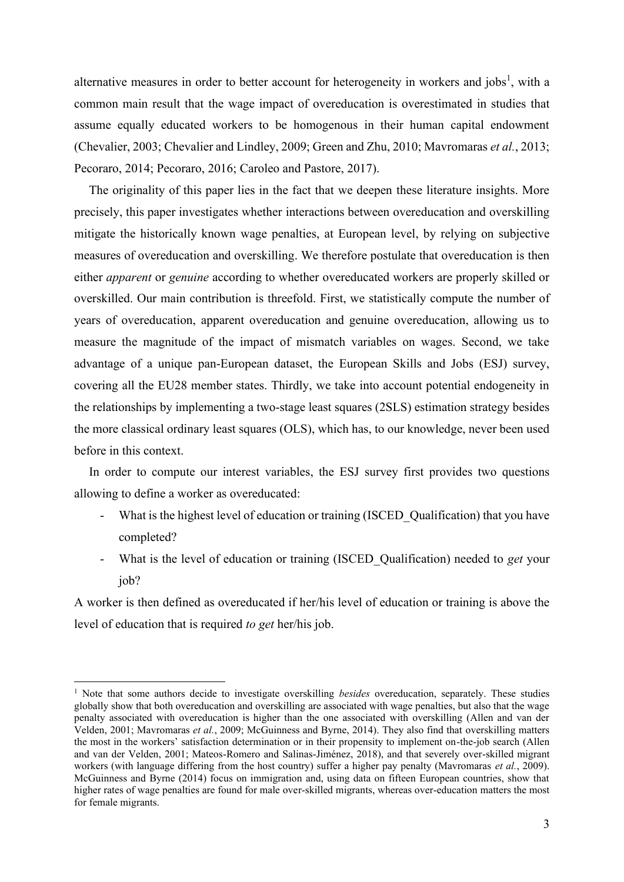alternative measures in order to better account for heterogeneity in workers and jobs[1], with a common main result that the wage impact of overeducation is overestimated in studies that assume equally educated workers to be homogenous in their human capital endowment (Chevalier, 2003; Chevalier and Lindley, 2009; Green and Zhu, 2010; Mavromaras *et al.*, 2013; Pecoraro, 2014; Pecoraro, 2016; Caroleo and Pastore, 2017).

The originality of this paper lies in the fact that we deepen these literature insights. More precisely, this paper investigates whether interactions between overeducation and overskilling mitigate the historically known wage penalties, at European level, by relying on subjective measures of overeducation and overskilling. We therefore postulate that overeducation is then either *apparent* or *genuine* according to whether overeducated workers are properly skilled or overskilled. Our main contribution is threefold. First, we statistically compute the number of years of overeducation, apparent overeducation and genuine overeducation, allowing us to measure the magnitude of the impact of mismatch variables on wages. Second, we take advantage of a unique pan-European dataset, the European Skills and Jobs (ESJ) survey, covering all the EU28 member states. Thirdly, we take into account potential endogeneity in the relationships by implementing a two-stage least squares (2SLS) estimation strategy besides the more classical ordinary least squares (OLS), which has, to our knowledge, never been used before in this context.

In order to compute our interest variables, the ESJ survey first provides two questions allowing to define a worker as overeducated:

- What is the highest level of education or training (ISCED_Qualification) that you have completed?
- What is the level of education or training (ISCED_Qualification) needed to *get* your job?

A worker is then defined as overeducated if her/his level of education or training is above the level of education that is required *to get* her/his job.

[1] Note that some authors decide to investigate overskilling *besides* overeducation, separately. These studies globally show that both overeducation and overskilling are associated with wage penalties, but also that the wage penalty associated with overeducation is higher than the one associated with overskilling (Allen and van der Velden, 2001; Mavromaras *et al.*, 2009; McGuinness and Byrne, 2014). They also find that overskilling matters the most in the workers' satisfaction determination or in their propensity to implement on-the-job search (Allen and van der Velden, 2001; Mateos-Romero and Salinas-Jiménez, 2018), and that severely over-skilled migrant workers (with language differing from the host country) suffer a higher pay penalty (Mavromaras *et al.*, 2009). McGuinness and Byrne (2014) focus on immigration and, using data on fifteen European countries, show that higher rates of wage penalties are found for male over-skilled migrants, whereas over-education matters the most for female migrants.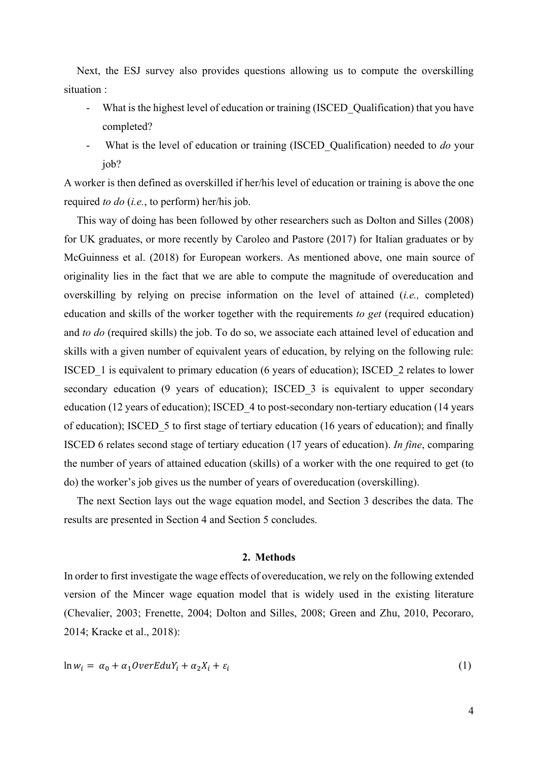Next, the ESJ survey also provides questions allowing us to compute the overskilling situation :

- What is the highest level of education or training (ISCED_Qualification) that you have completed?
- What is the level of education or training (ISCED_Qualification) needed to *do* your job?

A worker is then defined as overskilled if her/his level of education or training is above the one required *to do* (*i.e.*, to perform) her/his job.

This way of doing has been followed by other researchers such as Dolton and Silles (2008) for UK graduates, or more recently by Caroleo and Pastore (2017) for Italian graduates or by McGuinness et al. (2018) for European workers. As mentioned above, one main source of originality lies in the fact that we are able to compute the magnitude of overeducation and overskilling by relying on precise information on the level of attained (*i.e.,* completed) education and skills of the worker together with the requirements *to get* (required education) and *to do* (required skills) the job. To do so, we associate each attained level of education and skills with a given number of equivalent years of education, by relying on the following rule: ISCED_1 is equivalent to primary education (6 years of education); ISCED_2 relates to lower secondary education (9 years of education); ISCED_3 is equivalent to upper secondary education (12 years of education); ISCED_4 to post-secondary non-tertiary education (14 years of education); ISCED_5 to first stage of tertiary education (16 years of education); and finally ISCED 6 relates second stage of tertiary education (17 years of education). *In fine*, comparing the number of years of attained education (skills) of a worker with the one required to get (to do) the worker's job gives us the number of years of overeducation (overskilling).

The next Section lays out the wage equation model, and Section 3 describes the data. The results are presented in Section 4 and Section 5 concludes.

## 2. Methods

In order to first investigate the wage effects of overeducation, we rely on the following extended version of the Mincer wage equation model that is widely used in the existing literature (Chevalier, 2003; Frenette, 2004; Dolton and Silles, 2008; Green and Zhu, 2010, Pecoraro, 2014; Kracke et al., 2018):

$$\ln w_i = \alpha_0 + \alpha_1 OverEduY_i + \alpha_2 X_i + \varepsilon_i \qquad (1)$$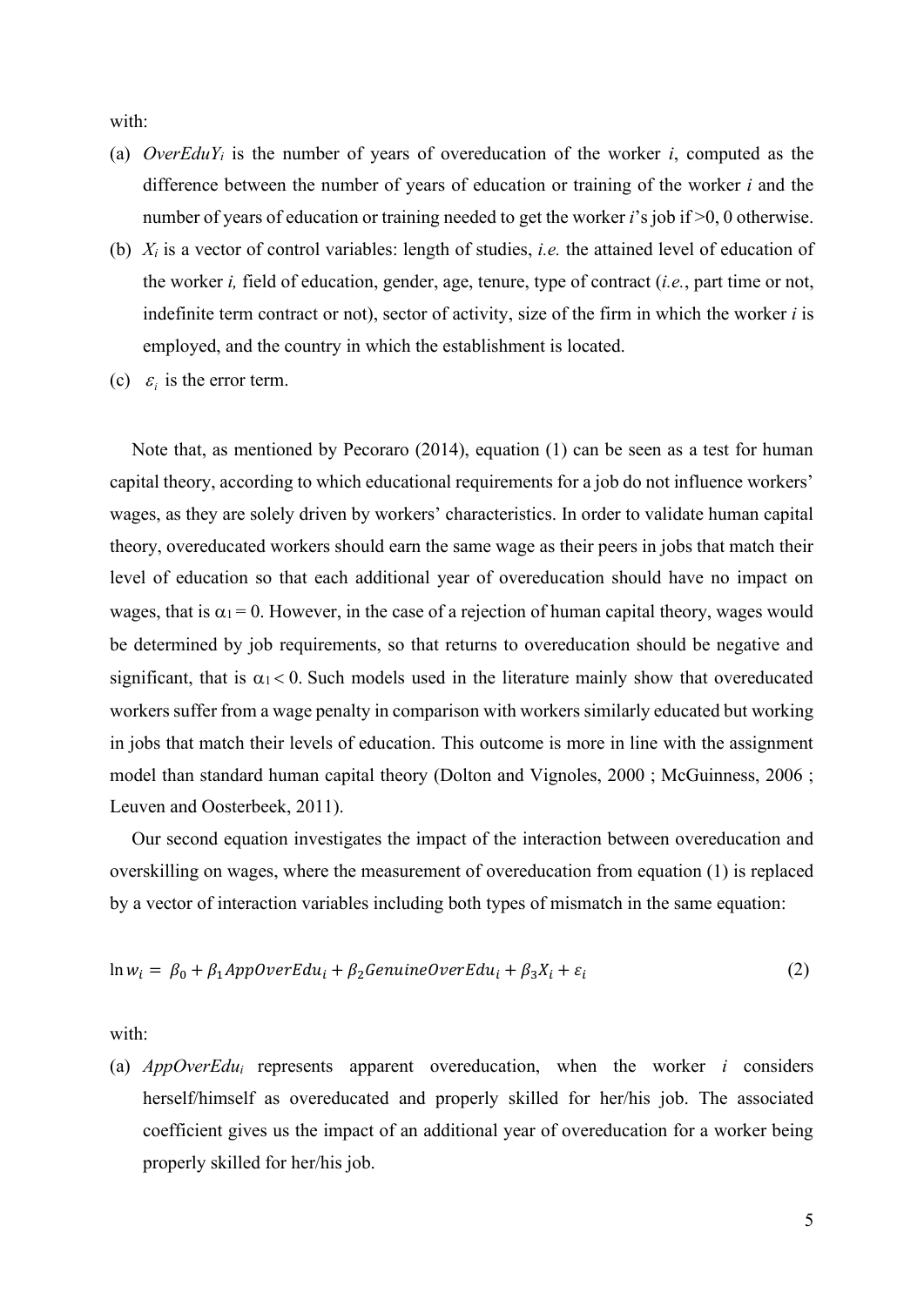with:

(a) $OverEduY_i$ is the number of years of overeducation of the worker $i$, computed as the difference between the number of years of education or training of the worker $i$ and the number of years of education or training needed to get the worker $i$'s job if >0, 0 otherwise.
(b) $X_i$ is a vector of control variables: length of studies, *i.e.* the attained level of education of the worker $i$, field of education, gender, age, tenure, type of contract (*i.e.*, part time or not, indefinite term contract or not), sector of activity, size of the firm in which the worker $i$ is employed, and the country in which the establishment is located.
(c) $\varepsilon_i$ is the error term.

Note that, as mentioned by Pecoraro (2014), equation (1) can be seen as a test for human capital theory, according to which educational requirements for a job do not influence workers' wages, as they are solely driven by workers' characteristics. In order to validate human capital theory, overeducated workers should earn the same wage as their peers in jobs that match their level of education so that each additional year of overeducation should have no impact on wages, that is $\alpha_1 = 0$. However, in the case of a rejection of human capital theory, wages would be determined by job requirements, so that returns to overeducation should be negative and significant, that is $\alpha_1 < 0$. Such models used in the literature mainly show that overeducated workers suffer from a wage penalty in comparison with workers similarly educated but working in jobs that match their levels of education. This outcome is more in line with the assignment model than standard human capital theory (Dolton and Vignoles, 2000 ; McGuinness, 2006 ; Leuven and Oosterbeek, 2011).

Our second equation investigates the impact of the interaction between overeducation and overskilling on wages, where the measurement of overeducation from equation (1) is replaced by a vector of interaction variables including both types of mismatch in the same equation:

$$\ln w_i = \beta_0 + \beta_1 AppOverEdu_i + \beta_2 GenuineOverEdu_i + \beta_3 X_i + \varepsilon_i \tag{2}$$

with:

(a) $AppOverEdu_i$ represents apparent overeducation, when the worker $i$ considers herself/himself as overeducated and properly skilled for her/his job. The associated coefficient gives us the impact of an additional year of overeducation for a worker being properly skilled for her/his job.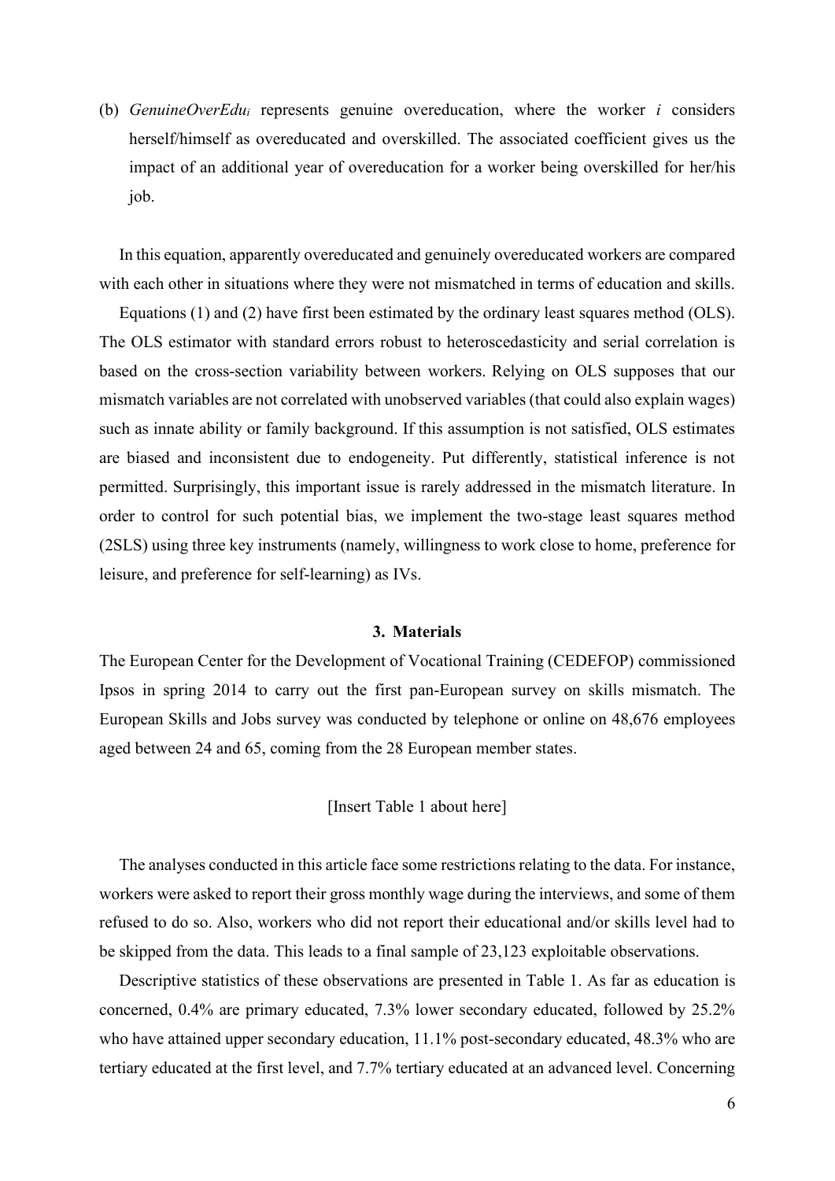(b) *GenuineOverEdu*$_i$ represents genuine overeducation, where the worker *i* considers herself/himself as overeducated and overskilled. The associated coefficient gives us the impact of an additional year of overeducation for a worker being overskilled for her/his job.

In this equation, apparently overeducated and genuinely overeducated workers are compared with each other in situations where they were not mismatched in terms of education and skills.

Equations (1) and (2) have first been estimated by the ordinary least squares method (OLS). The OLS estimator with standard errors robust to heteroscedasticity and serial correlation is based on the cross-section variability between workers. Relying on OLS supposes that our mismatch variables are not correlated with unobserved variables (that could also explain wages) such as innate ability or family background. If this assumption is not satisfied, OLS estimates are biased and inconsistent due to endogeneity. Put differently, statistical inference is not permitted. Surprisingly, this important issue is rarely addressed in the mismatch literature. In order to control for such potential bias, we implement the two-stage least squares method (2SLS) using three key instruments (namely, willingness to work close to home, preference for leisure, and preference for self-learning) as IVs.

## 3. Materials

The European Center for the Development of Vocational Training (CEDEFOP) commissioned Ipsos in spring 2014 to carry out the first pan-European survey on skills mismatch. The European Skills and Jobs survey was conducted by telephone or online on 48,676 employees aged between 24 and 65, coming from the 28 European member states.

[Insert Table 1 about here]

The analyses conducted in this article face some restrictions relating to the data. For instance, workers were asked to report their gross monthly wage during the interviews, and some of them refused to do so. Also, workers who did not report their educational and/or skills level had to be skipped from the data. This leads to a final sample of 23,123 exploitable observations.

Descriptive statistics of these observations are presented in Table 1. As far as education is concerned, 0.4% are primary educated, 7.3% lower secondary educated, followed by 25.2% who have attained upper secondary education, 11.1% post-secondary educated, 48.3% who are tertiary educated at the first level, and 7.7% tertiary educated at an advanced level. Concerning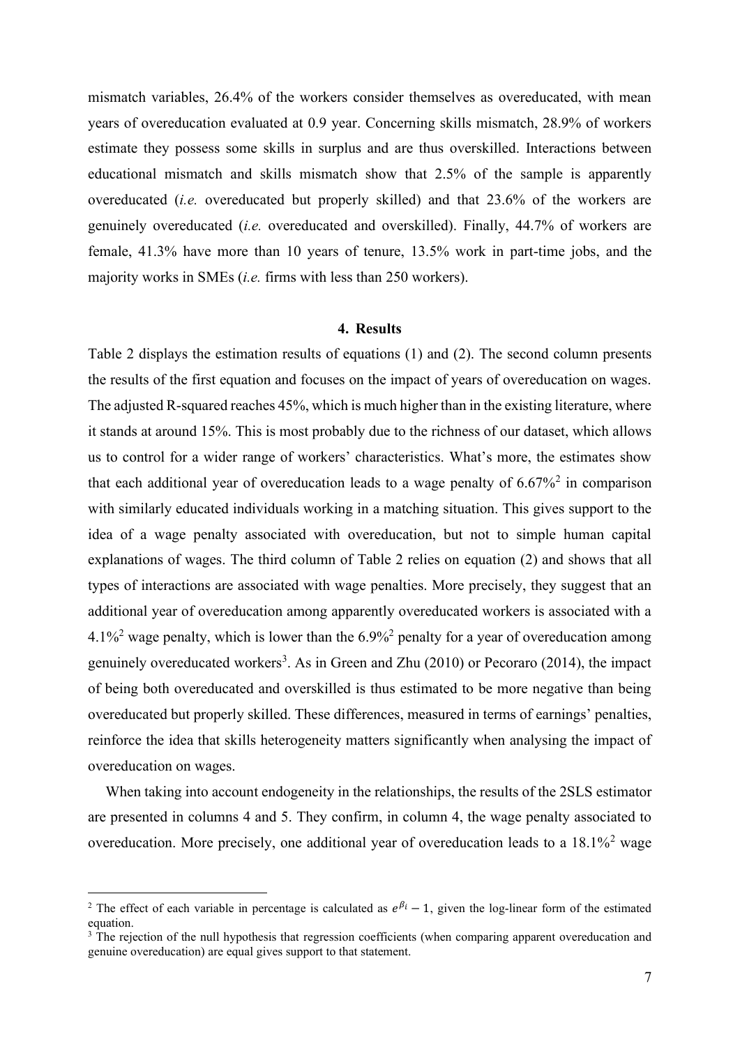mismatch variables, 26.4% of the workers consider themselves as overeducated, with mean years of overeducation evaluated at 0.9 year. Concerning skills mismatch, 28.9% of workers estimate they possess some skills in surplus and are thus overskilled. Interactions between educational mismatch and skills mismatch show that 2.5% of the sample is apparently overeducated (*i.e.* overeducated but properly skilled) and that 23.6% of the workers are genuinely overeducated (*i.e.* overeducated and overskilled). Finally, 44.7% of workers are female, 41.3% have more than 10 years of tenure, 13.5% work in part-time jobs, and the majority works in SMEs (*i.e.* firms with less than 250 workers).

## 4. Results

Table 2 displays the estimation results of equations (1) and (2). The second column presents the results of the first equation and focuses on the impact of years of overeducation on wages. The adjusted R-squared reaches 45%, which is much higher than in the existing literature, where it stands at around 15%. This is most probably due to the richness of our dataset, which allows us to control for a wider range of workers' characteristics. What's more, the estimates show that each additional year of overeducation leads to a wage penalty of 6.67%[2] in comparison with similarly educated individuals working in a matching situation. This gives support to the idea of a wage penalty associated with overeducation, but not to simple human capital explanations of wages. The third column of Table 2 relies on equation (2) and shows that all types of interactions are associated with wage penalties. More precisely, they suggest that an additional year of overeducation among apparently overeducated workers is associated with a 4.1%[2] wage penalty, which is lower than the 6.9%[2] penalty for a year of overeducation among genuinely overeducated workers[3]. As in Green and Zhu (2010) or Pecoraro (2014), the impact of being both overeducated and overskilled is thus estimated to be more negative than being overeducated but properly skilled. These differences, measured in terms of earnings' penalties, reinforce the idea that skills heterogeneity matters significantly when analysing the impact of overeducation on wages.

When taking into account endogeneity in the relationships, the results of the 2SLS estimator are presented in columns 4 and 5. They confirm, in column 4, the wage penalty associated to overeducation. More precisely, one additional year of overeducation leads to a 18.1%[2] wage

---

[2] The effect of each variable in percentage is calculated as $e^{\beta_i} - 1$, given the log-linear form of the estimated equation.

[3] The rejection of the null hypothesis that regression coefficients (when comparing apparent overeducation and genuine overeducation) are equal gives support to that statement.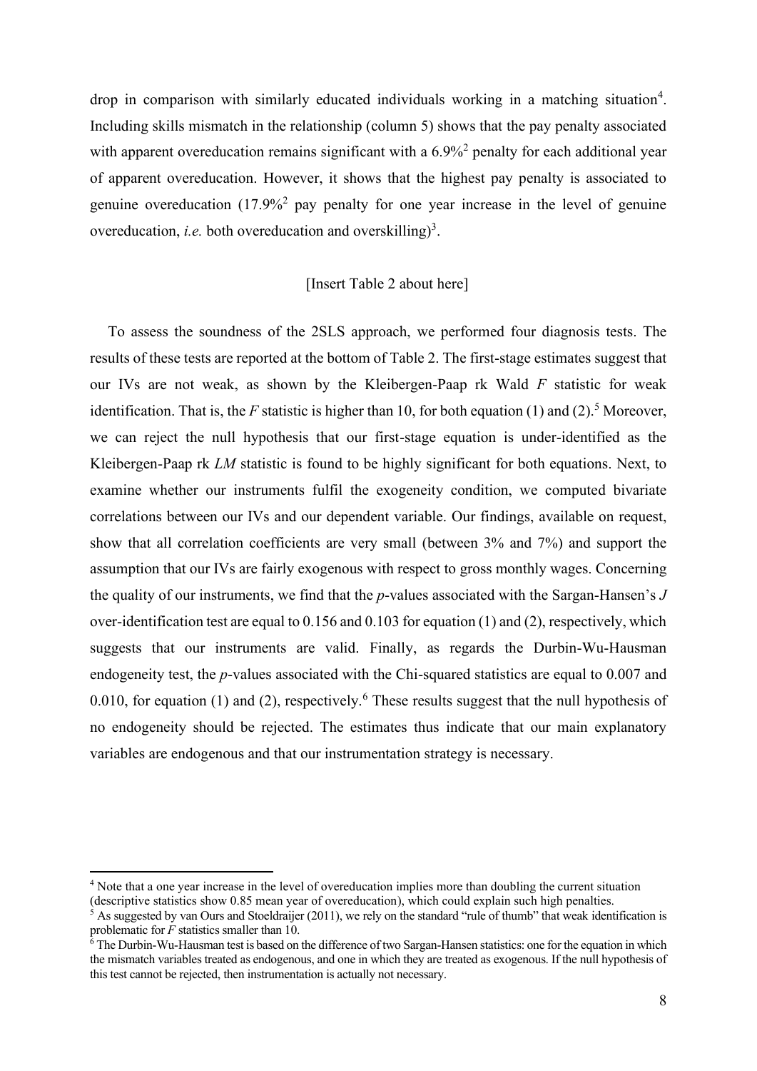drop in comparison with similarly educated individuals working in a matching situation[4]. Including skills mismatch in the relationship (column 5) shows that the pay penalty associated with apparent overeducation remains significant with a 6.9%[2] penalty for each additional year of apparent overeducation. However, it shows that the highest pay penalty is associated to genuine overeducation (17.9%[2] pay penalty for one year increase in the level of genuine overeducation, *i.e.* both overeducation and overskilling)[3].

[Insert Table 2 about here]

To assess the soundness of the 2SLS approach, we performed four diagnosis tests. The results of these tests are reported at the bottom of Table 2. The first-stage estimates suggest that our IVs are not weak, as shown by the Kleibergen-Paap rk Wald $F$ statistic for weak identification. That is, the $F$ statistic is higher than 10, for both equation (1) and (2).[5] Moreover, we can reject the null hypothesis that our first-stage equation is under-identified as the Kleibergen-Paap rk $LM$ statistic is found to be highly significant for both equations. Next, to examine whether our instruments fulfil the exogeneity condition, we computed bivariate correlations between our IVs and our dependent variable. Our findings, available on request, show that all correlation coefficients are very small (between 3% and 7%) and support the assumption that our IVs are fairly exogenous with respect to gross monthly wages. Concerning the quality of our instruments, we find that the $p$-values associated with the Sargan-Hansen's $J$ over-identification test are equal to 0.156 and 0.103 for equation (1) and (2), respectively, which suggests that our instruments are valid. Finally, as regards the Durbin-Wu-Hausman endogeneity test, the $p$-values associated with the Chi-squared statistics are equal to 0.007 and 0.010, for equation (1) and (2), respectively.[6] These results suggest that the null hypothesis of no endogeneity should be rejected. The estimates thus indicate that our main explanatory variables are endogenous and that our instrumentation strategy is necessary.

---

[4] Note that a one year increase in the level of overeducation implies more than doubling the current situation (descriptive statistics show 0.85 mean year of overeducation), which could explain such high penalties.

[5] As suggested by van Ours and Stoeldraijer (2011), we rely on the standard "rule of thumb" that weak identification is problematic for $F$ statistics smaller than 10.

[6] The Durbin-Wu-Hausman test is based on the difference of two Sargan-Hansen statistics: one for the equation in which the mismatch variables treated as endogenous, and one in which they are treated as exogenous. If the null hypothesis of this test cannot be rejected, then instrumentation is actually not necessary.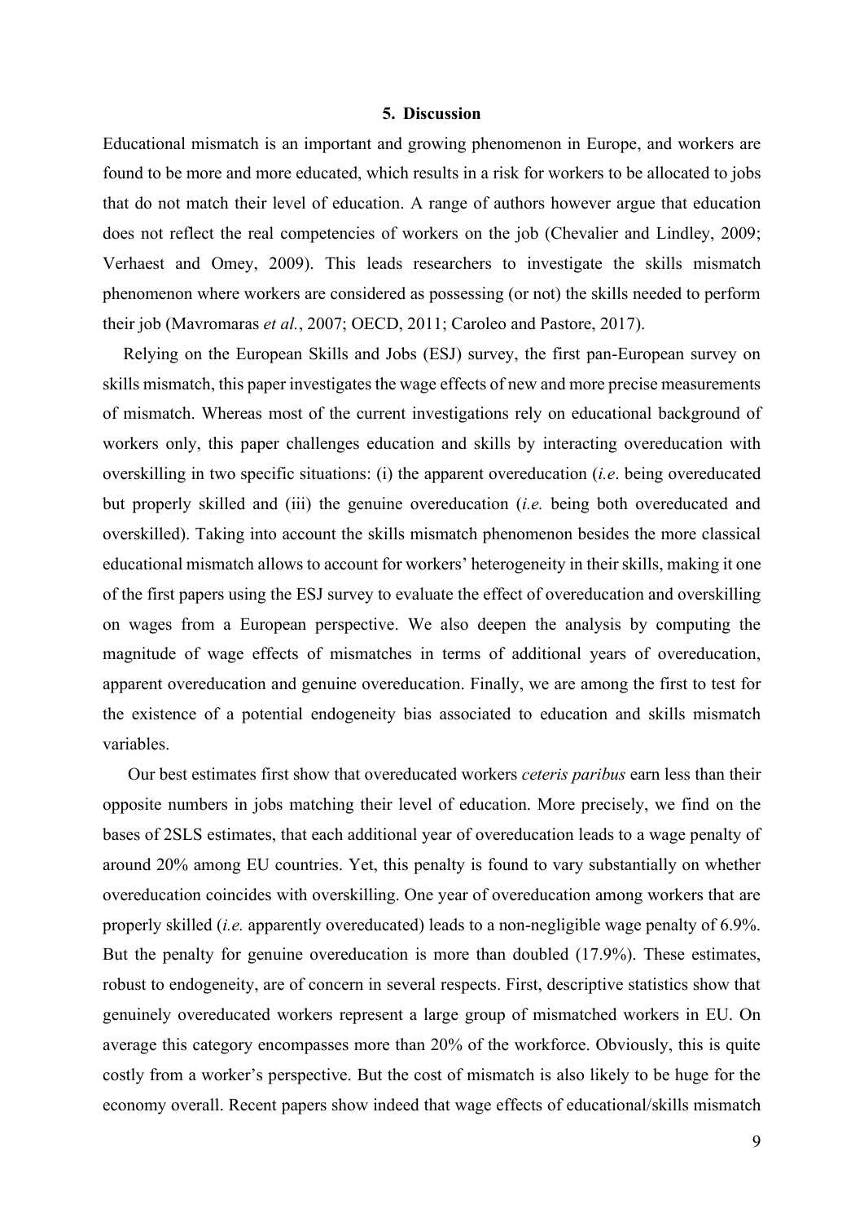## 5. Discussion

Educational mismatch is an important and growing phenomenon in Europe, and workers are found to be more and more educated, which results in a risk for workers to be allocated to jobs that do not match their level of education. A range of authors however argue that education does not reflect the real competencies of workers on the job (Chevalier and Lindley, 2009; Verhaest and Omey, 2009). This leads researchers to investigate the skills mismatch phenomenon where workers are considered as possessing (or not) the skills needed to perform their job (Mavromaras *et al.*, 2007; OECD, 2011; Caroleo and Pastore, 2017).

Relying on the European Skills and Jobs (ESJ) survey, the first pan-European survey on skills mismatch, this paper investigates the wage effects of new and more precise measurements of mismatch. Whereas most of the current investigations rely on educational background of workers only, this paper challenges education and skills by interacting overeducation with overskilling in two specific situations: (i) the apparent overeducation (*i.e*. being overeducated but properly skilled and (iii) the genuine overeducation (*i.e.* being both overeducated and overskilled). Taking into account the skills mismatch phenomenon besides the more classical educational mismatch allows to account for workers' heterogeneity in their skills, making it one of the first papers using the ESJ survey to evaluate the effect of overeducation and overskilling on wages from a European perspective. We also deepen the analysis by computing the magnitude of wage effects of mismatches in terms of additional years of overeducation, apparent overeducation and genuine overeducation. Finally, we are among the first to test for the existence of a potential endogeneity bias associated to education and skills mismatch variables.

Our best estimates first show that overeducated workers *ceteris paribus* earn less than their opposite numbers in jobs matching their level of education. More precisely, we find on the bases of 2SLS estimates, that each additional year of overeducation leads to a wage penalty of around 20% among EU countries. Yet, this penalty is found to vary substantially on whether overeducation coincides with overskilling. One year of overeducation among workers that are properly skilled (*i.e.* apparently overeducated) leads to a non-negligible wage penalty of 6.9%. But the penalty for genuine overeducation is more than doubled (17.9%). These estimates, robust to endogeneity, are of concern in several respects. First, descriptive statistics show that genuinely overeducated workers represent a large group of mismatched workers in EU. On average this category encompasses more than 20% of the workforce. Obviously, this is quite costly from a worker's perspective. But the cost of mismatch is also likely to be huge for the economy overall. Recent papers show indeed that wage effects of educational/skills mismatch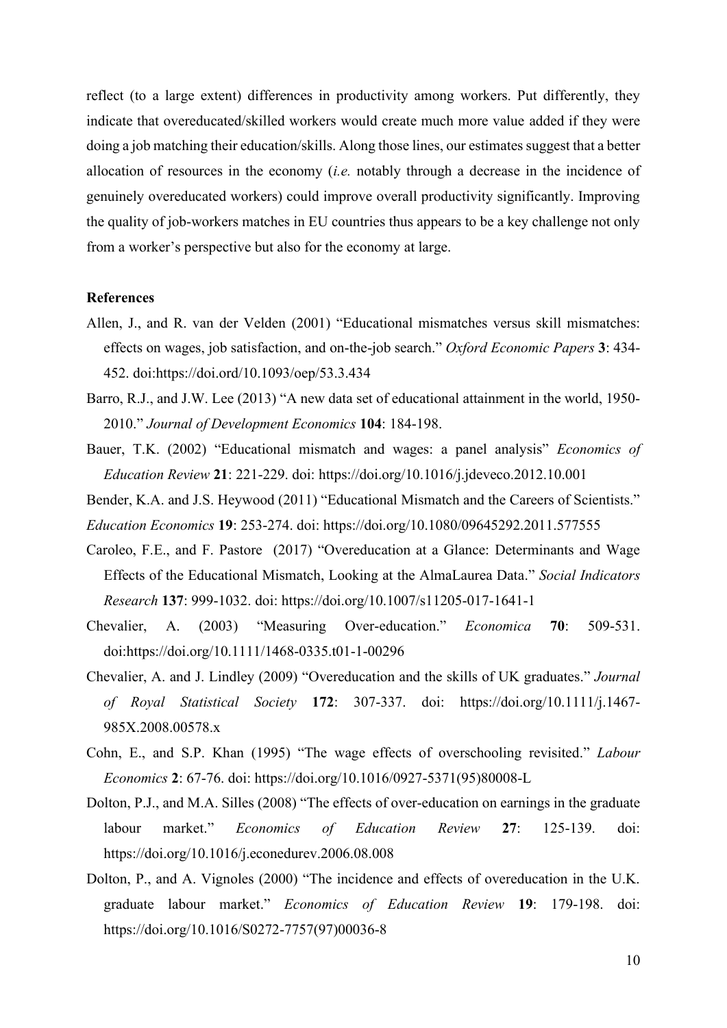reflect (to a large extent) differences in productivity among workers. Put differently, they indicate that overeducated/skilled workers would create much more value added if they were doing a job matching their education/skills. Along those lines, our estimates suggest that a better allocation of resources in the economy (*i.e.* notably through a decrease in the incidence of genuinely overeducated workers) could improve overall productivity significantly. Improving the quality of job-workers matches in EU countries thus appears to be a key challenge not only from a worker's perspective but also for the economy at large.

**References**

Allen, J., and R. van der Velden (2001) "Educational mismatches versus skill mismatches: effects on wages, job satisfaction, and on-the-job search." *Oxford Economic Papers* **3**: 434-452. doi:https://doi.ord/10.1093/oep/53.3.434

Barro, R.J., and J.W. Lee (2013) "A new data set of educational attainment in the world, 1950-2010." *Journal of Development Economics* **104**: 184-198.

Bauer, T.K. (2002) "Educational mismatch and wages: a panel analysis" *Economics of Education Review* **21**: 221-229. doi: https://doi.org/10.1016/j.jdeveco.2012.10.001

Bender, K.A. and J.S. Heywood (2011) "Educational Mismatch and the Careers of Scientists." *Education Economics* **19**: 253-274. doi: https://doi.org/10.1080/09645292.2011.577555

Caroleo, F.E., and F. Pastore (2017) "Overeducation at a Glance: Determinants and Wage Effects of the Educational Mismatch, Looking at the AlmaLaurea Data." *Social Indicators Research* **137**: 999-1032. doi: https://doi.org/10.1007/s11205-017-1641-1

Chevalier, A. (2003) "Measuring Over-education." *Economica* **70**: 509-531. doi:https://doi.org/10.1111/1468-0335.t01-1-00296

Chevalier, A. and J. Lindley (2009) "Overeducation and the skills of UK graduates." *Journal of Royal Statistical Society* **172**: 307-337. doi: https://doi.org/10.1111/j.1467-985X.2008.00578.x

Cohn, E., and S.P. Khan (1995) "The wage effects of overschooling revisited." *Labour Economics* **2**: 67-76. doi: https://doi.org/10.1016/0927-5371(95)80008-L

Dolton, P.J., and M.A. Silles (2008) "The effects of over-education on earnings in the graduate labour market." *Economics of Education Review* **27**: 125-139. doi: https://doi.org/10.1016/j.econedurev.2006.08.008

Dolton, P., and A. Vignoles (2000) "The incidence and effects of overeducation in the U.K. graduate labour market." *Economics of Education Review* **19**: 179-198. doi: https://doi.org/10.1016/S0272-7757(97)00036-8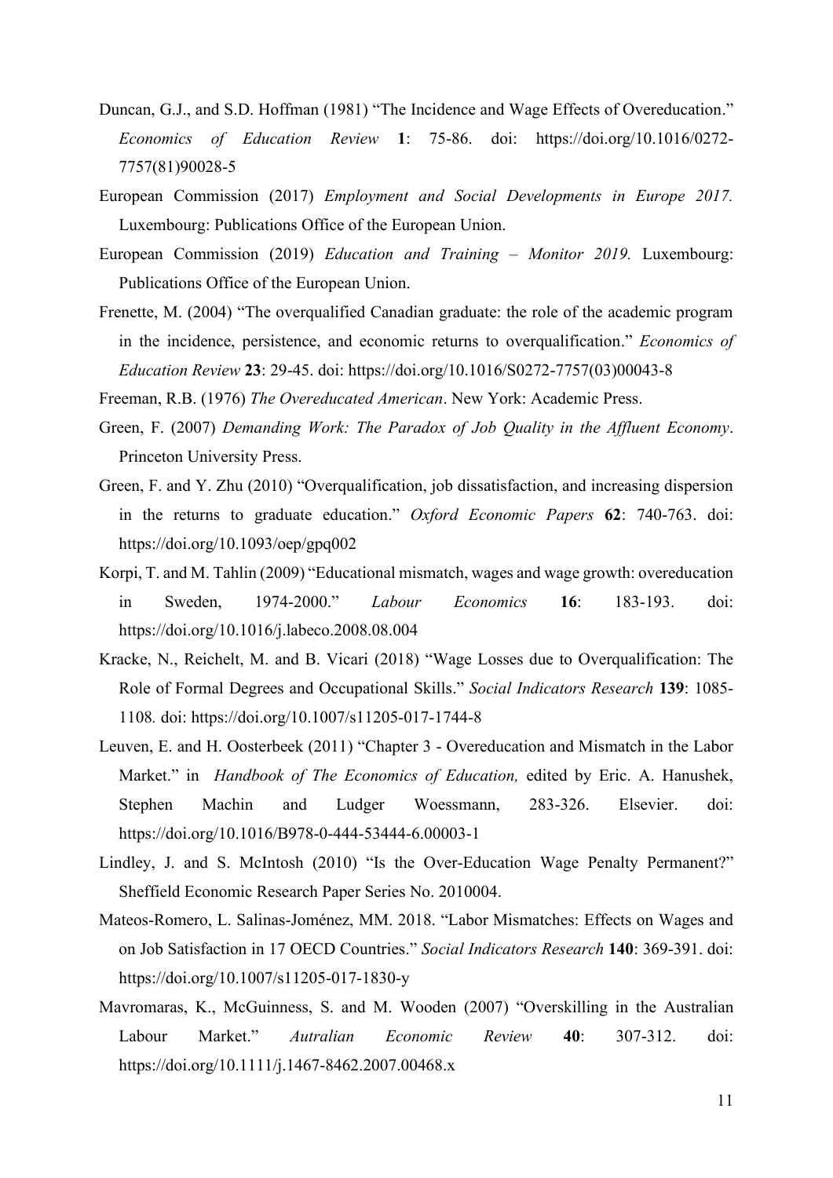Duncan, G.J., and S.D. Hoffman (1981) "The Incidence and Wage Effects of Overeducation." *Economics of Education Review* **1**: 75-86. doi: https://doi.org/10.1016/0272-7757(81)90028-5

European Commission (2017) *Employment and Social Developments in Europe 2017.* Luxembourg: Publications Office of the European Union.

European Commission (2019) *Education and Training – Monitor 2019.* Luxembourg: Publications Office of the European Union.

Frenette, M. (2004) "The overqualified Canadian graduate: the role of the academic program in the incidence, persistence, and economic returns to overqualification." *Economics of Education Review* **23**: 29-45. doi: https://doi.org/10.1016/S0272-7757(03)00043-8

Freeman, R.B. (1976) *The Overeducated American*. New York: Academic Press.

Green, F. (2007) *Demanding Work: The Paradox of Job Quality in the Affluent Economy*. Princeton University Press.

Green, F. and Y. Zhu (2010) "Overqualification, job dissatisfaction, and increasing dispersion in the returns to graduate education." *Oxford Economic Papers* **62**: 740-763. doi: https://doi.org/10.1093/oep/gpq002

Korpi, T. and M. Tahlin (2009) "Educational mismatch, wages and wage growth: overeducation in Sweden, 1974-2000." *Labour Economics* **16**: 183-193. doi: https://doi.org/10.1016/j.labeco.2008.08.004

Kracke, N., Reichelt, M. and B. Vicari (2018) "Wage Losses due to Overqualification: The Role of Formal Degrees and Occupational Skills." *Social Indicators Research* **139**: 1085-1108*.* doi: https://doi.org/10.1007/s11205-017-1744-8

Leuven, E. and H. Oosterbeek (2011) "Chapter 3 - Overeducation and Mismatch in the Labor Market." in *Handbook of The Economics of Education,* edited by Eric. A. Hanushek, Stephen Machin and Ludger Woessmann, 283-326. Elsevier. doi: https://doi.org/10.1016/B978-0-444-53444-6.00003-1

Lindley, J. and S. McIntosh (2010) "Is the Over-Education Wage Penalty Permanent?" Sheffield Economic Research Paper Series No. 2010004.

Mateos-Romero, L. Salinas-Jiménez, MM. 2018. "Labor Mismatches: Effects on Wages and on Job Satisfaction in 17 OECD Countries." *Social Indicators Research* **140**: 369-391. doi: https://doi.org/10.1007/s11205-017-1830-y

Mavromaras, K., McGuinness, S. and M. Wooden (2007) "Overskilling in the Australian Labour Market." *Autralian Economic Review* **40**: 307-312. doi: https://doi.org/10.1111/j.1467-8462.2007.00468.x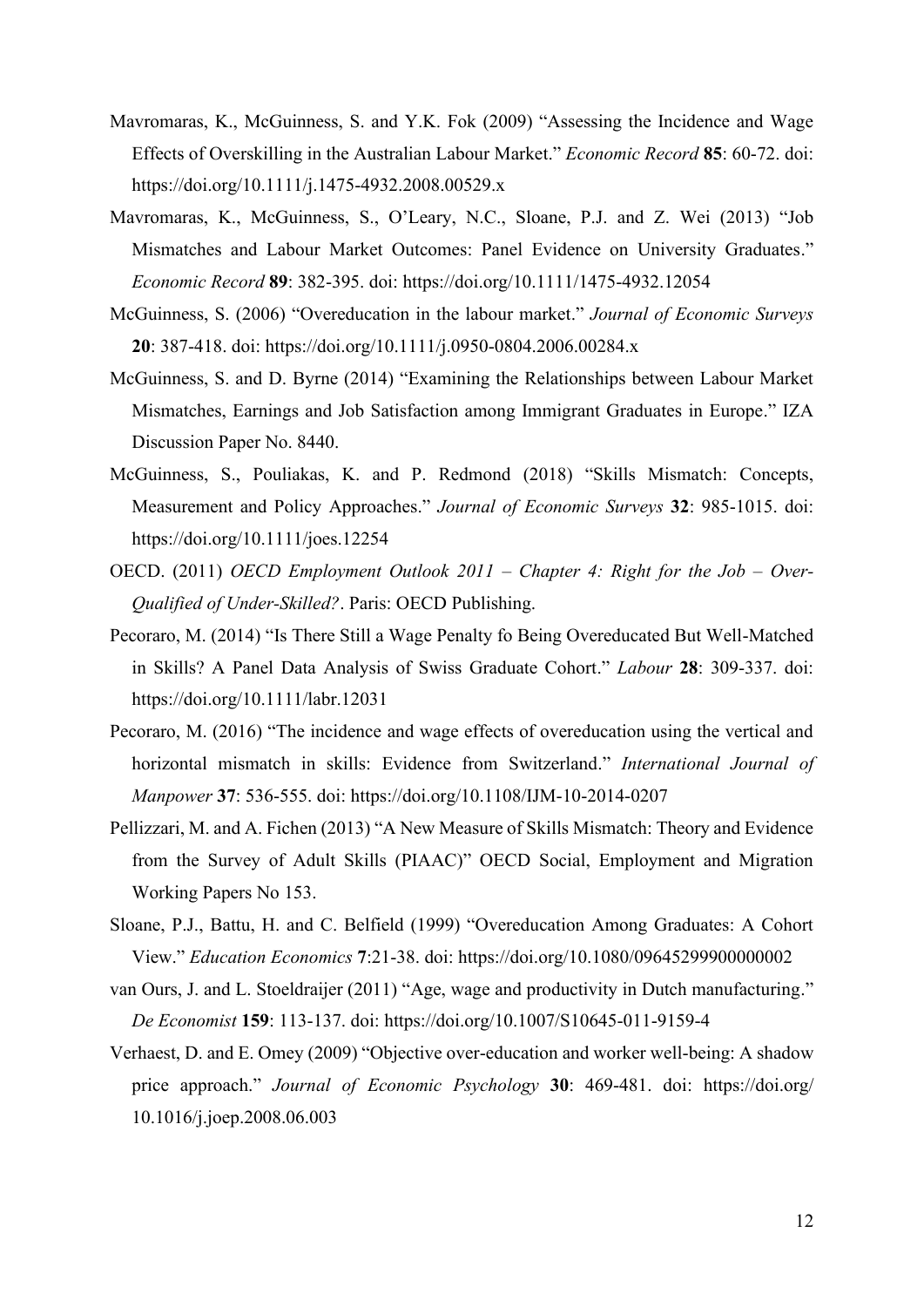Mavromaras, K., McGuinness, S. and Y.K. Fok (2009) "Assessing the Incidence and Wage Effects of Overskilling in the Australian Labour Market." *Economic Record* **85**: 60-72. doi: https://doi.org/10.1111/j.1475-4932.2008.00529.x

Mavromaras, K., McGuinness, S., O'Leary, N.C., Sloane, P.J. and Z. Wei (2013) "Job Mismatches and Labour Market Outcomes: Panel Evidence on University Graduates." *Economic Record* **89**: 382-395. doi: https://doi.org/10.1111/1475-4932.12054

McGuinness, S. (2006) "Overeducation in the labour market." *Journal of Economic Surveys* **20**: 387-418. doi: https://doi.org/10.1111/j.0950-0804.2006.00284.x

McGuinness, S. and D. Byrne (2014) "Examining the Relationships between Labour Market Mismatches, Earnings and Job Satisfaction among Immigrant Graduates in Europe." IZA Discussion Paper No. 8440.

McGuinness, S., Pouliakas, K. and P. Redmond (2018) "Skills Mismatch: Concepts, Measurement and Policy Approaches." *Journal of Economic Surveys* **32**: 985-1015. doi: https://doi.org/10.1111/joes.12254

OECD. (2011) *OECD Employment Outlook 2011 – Chapter 4: Right for the Job – Over-Qualified of Under-Skilled?*. Paris: OECD Publishing.

Pecoraro, M. (2014) "Is There Still a Wage Penalty fo Being Overeducated But Well-Matched in Skills? A Panel Data Analysis of Swiss Graduate Cohort." *Labour* **28**: 309-337. doi: https://doi.org/10.1111/labr.12031

Pecoraro, M. (2016) "The incidence and wage effects of overeducation using the vertical and horizontal mismatch in skills: Evidence from Switzerland." *International Journal of Manpower* **37**: 536-555. doi: https://doi.org/10.1108/IJM-10-2014-0207

Pellizzari, M. and A. Fichen (2013) "A New Measure of Skills Mismatch: Theory and Evidence from the Survey of Adult Skills (PIAAC)" OECD Social, Employment and Migration Working Papers No 153.

Sloane, P.J., Battu, H. and C. Belfield (1999) "Overeducation Among Graduates: A Cohort View." *Education Economics* **7**:21-38. doi: https://doi.org/10.1080/09645299900000002

van Ours, J. and L. Stoeldraijer (2011) "Age, wage and productivity in Dutch manufacturing." *De Economist* **159**: 113-137. doi: https://doi.org/10.1007/S10645-011-9159-4

Verhaest, D. and E. Omey (2009) "Objective over-education and worker well-being: A shadow price approach." *Journal of Economic Psychology* **30**: 469-481. doi: https://doi.org/10.1016/j.joep.2008.06.003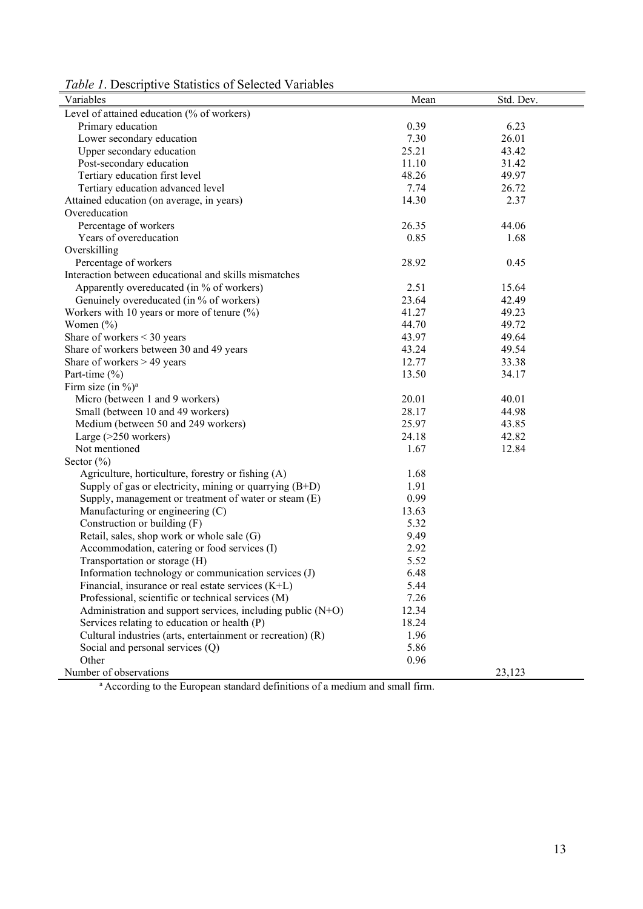*Table 1*. Descriptive Statistics of Selected Variables

| Variables | Mean | Std. Dev. |
|---|---|---|
| Level of attained education (% of workers) | | |
| Primary education | 0.39 | 6.23 |
| Lower secondary education | 7.30 | 26.01 |
| Upper secondary education | 25.21 | 43.42 |
| Post-secondary education | 11.10 | 31.42 |
| Tertiary education first level | 48.26 | 49.97 |
| Tertiary education advanced level | 7.74 | 26.72 |
| Attained education (on average, in years) | 14.30 | 2.37 |
| Overeducation | | |
| Percentage of workers | 26.35 | 44.06 |
| Years of overeducation | 0.85 | 1.68 |
| Overskilling | | |
| Percentage of workers | 28.92 | 0.45 |
| Interaction between educational and skills mismatches | | |
| Apparently overeducated (in % of workers) | 2.51 | 15.64 |
| Genuinely overeducated (in % of workers) | 23.64 | 42.49 |
| Workers with 10 years or more of tenure (%) | 41.27 | 49.23 |
| Women (%) | 44.70 | 49.72 |
| Share of workers < 30 years | 43.97 | 49.64 |
| Share of workers between 30 and 49 years | 43.24 | 49.54 |
| Share of workers > 49 years | 12.77 | 33.38 |
| Part-time (%) | 13.50 | 34.17 |
| Firm size (in %)[a] | | |
| Micro (between 1 and 9 workers) | 20.01 | 40.01 |
| Small (between 10 and 49 workers) | 28.17 | 44.98 |
| Medium (between 50 and 249 workers) | 25.97 | 43.85 |
| Large (>250 workers) | 24.18 | 42.82 |
| Not mentioned | 1.67 | 12.84 |
| Sector (%) | | |
| Agriculture, horticulture, forestry or fishing (A) | 1.68 | |
| Supply of gas or electricity, mining or quarrying (B+D) | 1.91 | |
| Supply, management or treatment of water or steam (E) | 0.99 | |
| Manufacturing or engineering (C) | 13.63 | |
| Construction or building (F) | 5.32 | |
| Retail, sales, shop work or whole sale (G) | 9.49 | |
| Accommodation, catering or food services (I) | 2.92 | |
| Transportation or storage (H) | 5.52 | |
| Information technology or communication services (J) | 6.48 | |
| Financial, insurance or real estate services (K+L) | 5.44 | |
| Professional, scientific or technical services (M) | 7.26 | |
| Administration and support services, including public (N+O) | 12.34 | |
| Services relating to education or health (P) | 18.24 | |
| Cultural industries (arts, entertainment or recreation) (R) | 1.96 | |
| Social and personal services (Q) | 5.86 | |
| Other | 0.96 | |
| Number of observations | | 23,123 |

[a] According to the European standard definitions of a medium and small firm.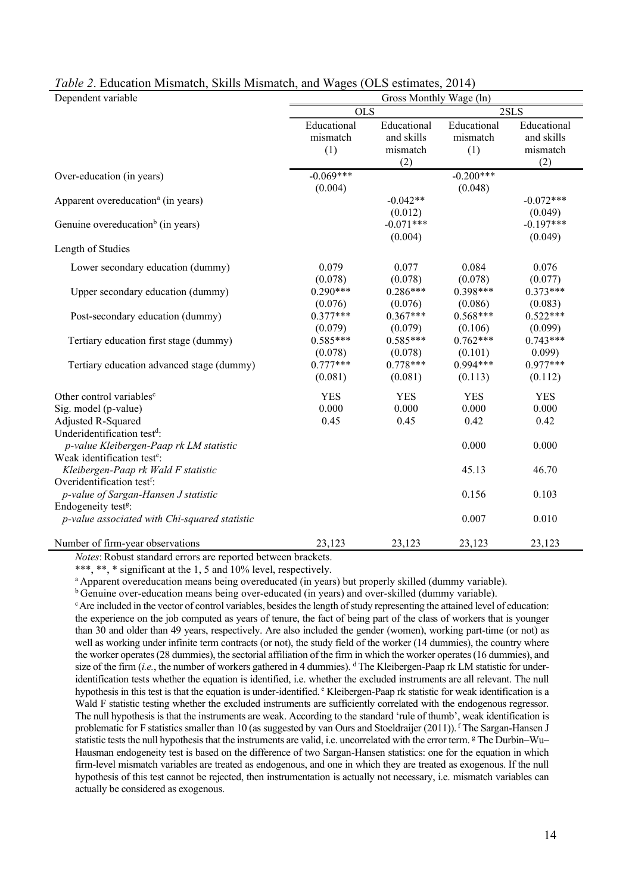*Table 2*. Education Mismatch, Skills Mismatch, and Wages (OLS estimates, 2014)

| Dependent variable | Gross Monthly Wage (ln) | | | |
|---|---|---|---|---|
| | OLS | | 2SLS | |
| | Educational mismatch (1) | Educational and skills mismatch (2) | Educational mismatch (1) | Educational and skills mismatch (2) |
| Over-education (in years) | -0.069*** | | -0.200*** | |
| | (0.004) | | (0.048) | |
| Apparent overeducation[a] (in years) | | -0.042** | | -0.072*** |
| | | (0.012) | | (0.049) |
| Genuine overeducation[b] (in years) | | -0.071*** | | -0.197*** |
| | | (0.004) | | (0.049) |
| Length of Studies | | | | |
| Lower secondary education (dummy) | 0.079 | 0.077 | 0.084 | 0.076 |
| | (0.078) | (0.078) | (0.078) | (0.077) |
| Upper secondary education (dummy) | 0.290*** | 0.286*** | 0.398*** | 0.373*** |
| | (0.076) | (0.076) | (0.086) | (0.083) |
| Post-secondary education (dummy) | 0.377*** | 0.367*** | 0.568*** | 0.522*** |
| | (0.079) | (0.079) | (0.106) | (0.099) |
| Tertiary education first stage (dummy) | 0.585*** | 0.585*** | 0.762*** | 0.743*** |
| | (0.078) | (0.078) | (0.101) | 0.099) |
| Tertiary education advanced stage (dummy) | 0.777*** | 0.778*** | 0.994*** | 0.977*** |
| | (0.081) | (0.081) | (0.113) | (0.112) |
| Other control variables[c] | YES | YES | YES | YES |
| Sig. model (p-value) | 0.000 | 0.000 | 0.000 | 0.000 |
| Adjusted R-Squared | 0.45 | 0.45 | 0.42 | 0.42 |
| Underidentification test[d]: | | | | |
| *p-value Kleibergen-Paap rk LM statistic* | | | 0.000 | 0.000 |
| Weak identification test[e]: | | | | |
| *Kleibergen-Paap rk Wald F statistic* | | | 45.13 | 46.70 |
| Overidentification test[f]: | | | | |
| *p-value of Sargan-Hansen J statistic* | | | 0.156 | 0.103 |
| Endogeneity test[g]: | | | | |
| *p-value associated with Chi-squared statistic* | | | 0.007 | 0.010 |
| Number of firm-year observations | 23,123 | 23,123 | 23,123 | 23,123 |

*Notes*: Robust standard errors are reported between brackets.

***, **, * significant at the 1, 5 and 10% level, respectively.

[a] Apparent overeducation means being overeducated (in years) but properly skilled (dummy variable).

[b] Genuine over-education means being over-educated (in years) and over-skilled (dummy variable).

[c] Are included in the vector of control variables, besides the length of study representing the attained level of education: the experience on the job computed as years of tenure, the fact of being part of the class of workers that is younger than 30 and older than 49 years, respectively. Are also included the gender (women), working part-time (or not) as well as working under infinite term contracts (or not), the study field of the worker (14 dummies), the country where the worker operates (28 dummies), the sectorial affiliation of the firm in which the worker operates (16 dummies), and size of the firm (*i.e.*, the number of workers gathered in 4 dummies). [d] The Kleibergen-Paap rk LM statistic for under-identification tests whether the equation is identified, i.e. whether the excluded instruments are all relevant. The null hypothesis in this test is that the equation is under-identified. [e] Kleibergen-Paap rk statistic for weak identification is a Wald F statistic testing whether the excluded instruments are sufficiently correlated with the endogenous regressor. The null hypothesis is that the instruments are weak. According to the standard 'rule of thumb', weak identification is problematic for F statistics smaller than 10 (as suggested by van Ours and Stoeldraijer (2011)). [f] The Sargan-Hansen J statistic tests the null hypothesis that the instruments are valid, i.e. uncorrelated with the error term. [g] The Durbin–Wu–Hausman endogeneity test is based on the difference of two Sargan-Hansen statistics: one for the equation in which firm-level mismatch variables are treated as endogenous, and one in which they are treated as exogenous. If the null hypothesis of this test cannot be rejected, then instrumentation is actually not necessary, i.e. mismatch variables can actually be considered as exogenous.